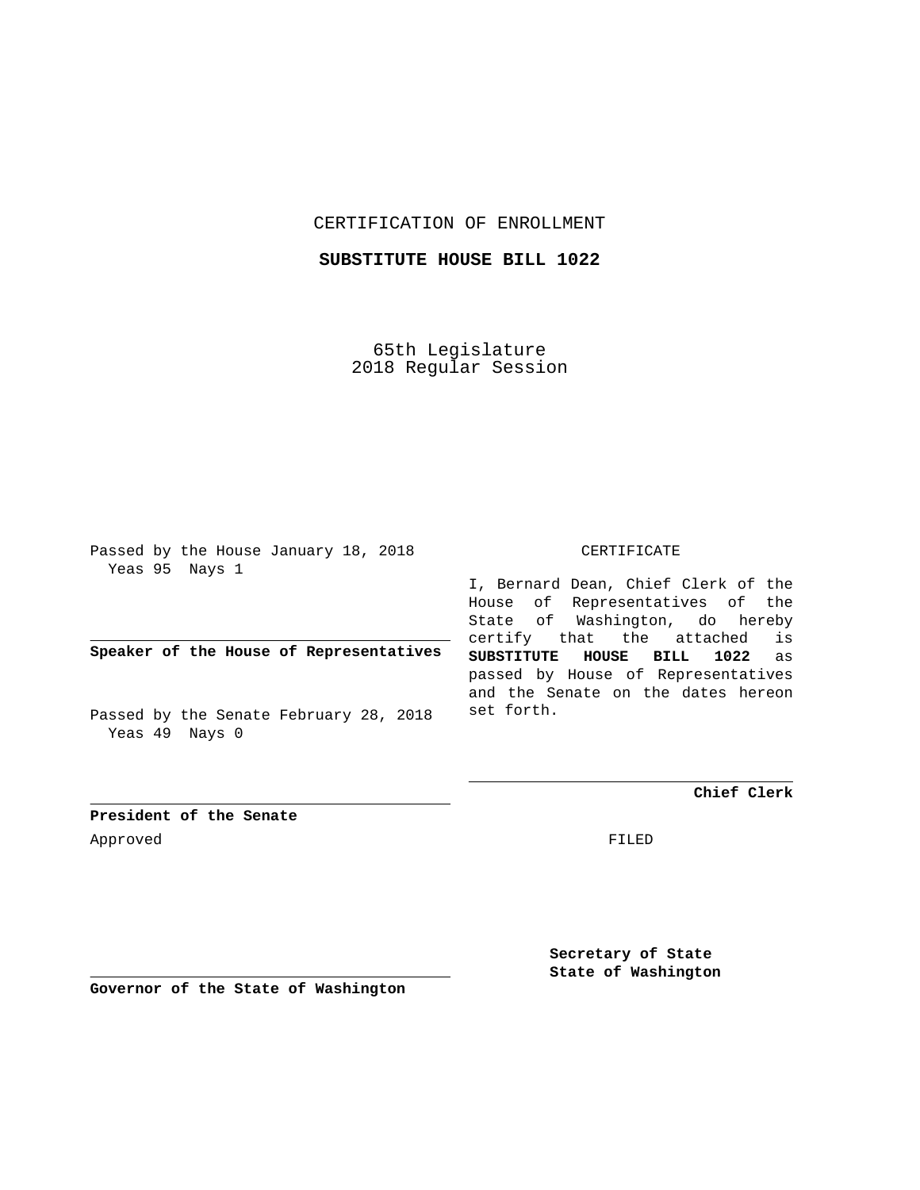CERTIFICATION OF ENROLLMENT

**SUBSTITUTE HOUSE BILL 1022**

65th Legislature
2018 Regular Session

Passed by the House January 18, 2018
Yeas 95 Nays 1

**Speaker of the House of Representatives**

Passed by the Senate February 28, 2018
Yeas 49 Nays 0

**President of the Senate**

Approved

**Governor of the State of Washington**

CERTIFICATE

I, Bernard Dean, Chief Clerk of the House of Representatives of the State of Washington, do hereby certify that the attached is **SUBSTITUTE HOUSE BILL 1022** as passed by House of Representatives and the Senate on the dates hereon set forth.

**Chief Clerk**

FILED

**Secretary of State**
**State of Washington**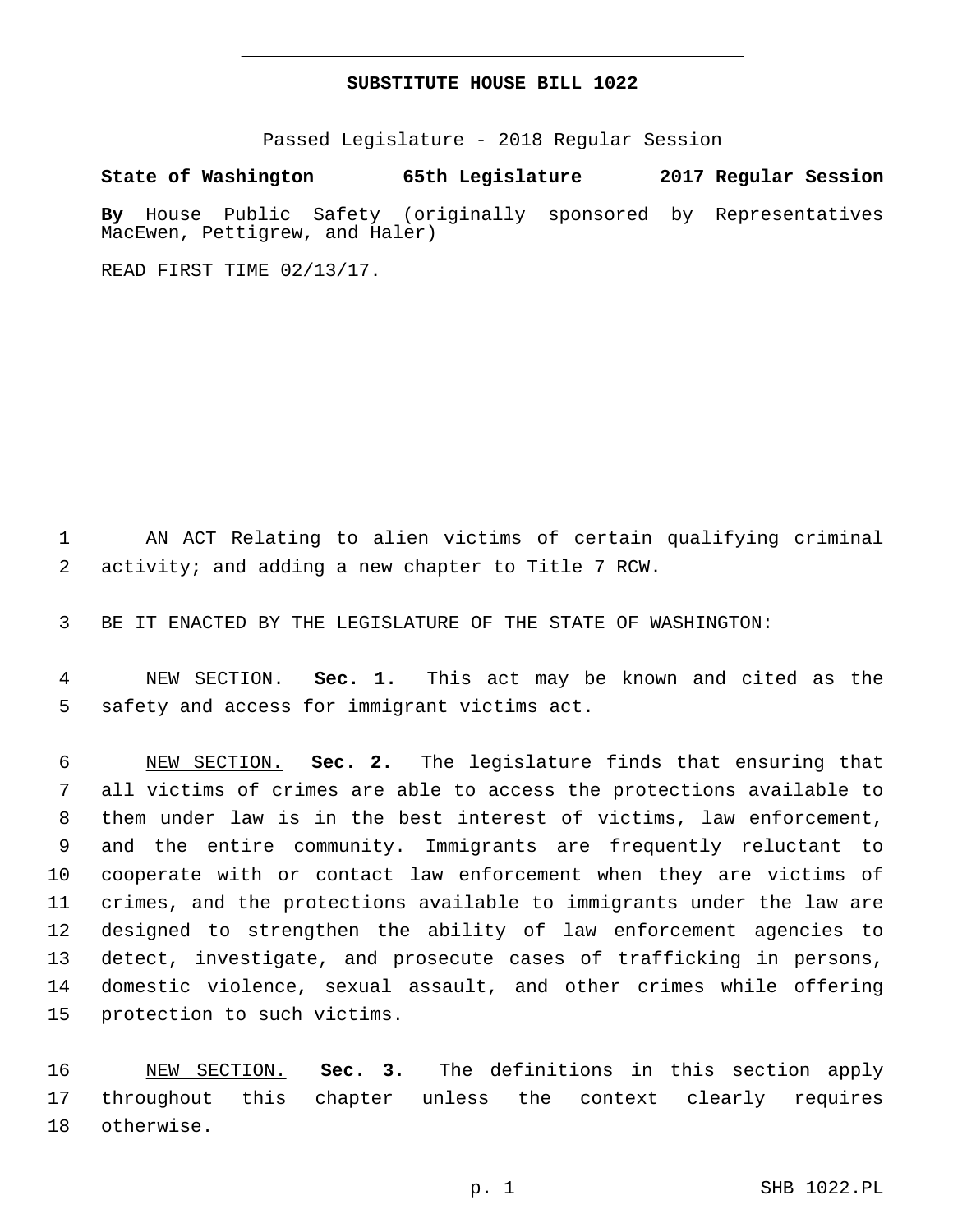# SUBSTITUTE HOUSE BILL 1022

Passed Legislature - 2018 Regular Session

**State of Washington 65th Legislature 2017 Regular Session**

**By** House Public Safety (originally sponsored by Representatives MacEwen, Pettigrew, and Haler)

READ FIRST TIME 02/13/17.

AN ACT Relating to alien victims of certain qualifying criminal activity; and adding a new chapter to Title 7 RCW.

BE IT ENACTED BY THE LEGISLATURE OF THE STATE OF WASHINGTON:

NEW SECTION. **Sec. 1.** This act may be known and cited as the safety and access for immigrant victims act.

NEW SECTION. **Sec. 2.** The legislature finds that ensuring that all victims of crimes are able to access the protections available to them under law is in the best interest of victims, law enforcement, and the entire community. Immigrants are frequently reluctant to cooperate with or contact law enforcement when they are victims of crimes, and the protections available to immigrants under the law are designed to strengthen the ability of law enforcement agencies to detect, investigate, and prosecute cases of trafficking in persons, domestic violence, sexual assault, and other crimes while offering protection to such victims.

NEW SECTION. **Sec. 3.** The definitions in this section apply throughout this chapter unless the context clearly requires otherwise.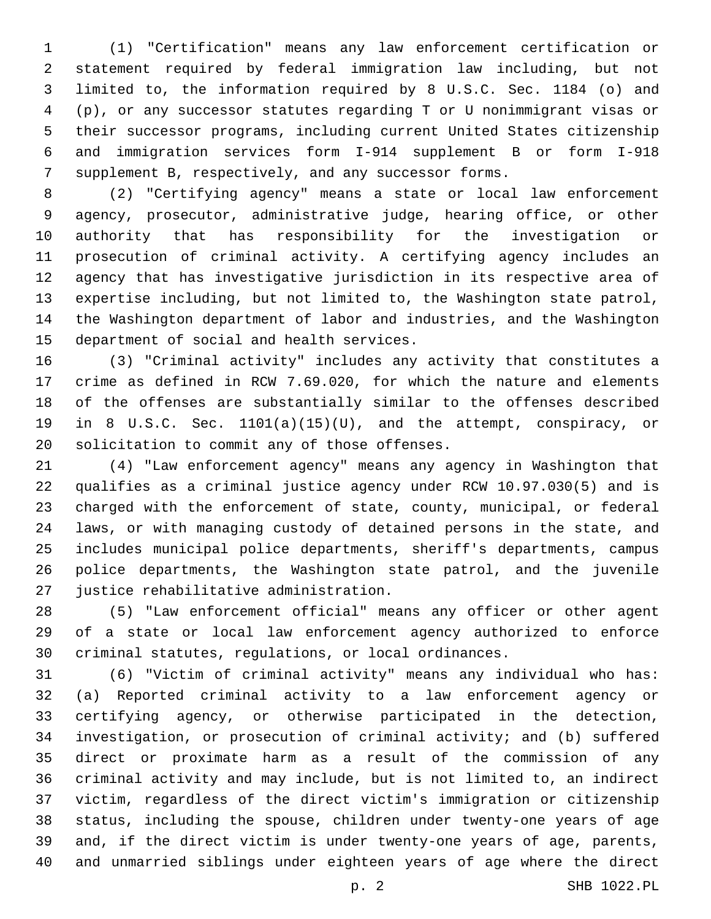(1) "Certification" means any law enforcement certification or statement required by federal immigration law including, but not limited to, the information required by 8 U.S.C. Sec. 1184 (o) and (p), or any successor statutes regarding T or U nonimmigrant visas or their successor programs, including current United States citizenship and immigration services form I-914 supplement B or form I-918 supplement B, respectively, and any successor forms.

(2) "Certifying agency" means a state or local law enforcement agency, prosecutor, administrative judge, hearing office, or other authority that has responsibility for the investigation or prosecution of criminal activity. A certifying agency includes an agency that has investigative jurisdiction in its respective area of expertise including, but not limited to, the Washington state patrol, the Washington department of labor and industries, and the Washington department of social and health services.

(3) "Criminal activity" includes any activity that constitutes a crime as defined in RCW 7.69.020, for which the nature and elements of the offenses are substantially similar to the offenses described in 8 U.S.C. Sec. 1101(a)(15)(U), and the attempt, conspiracy, or solicitation to commit any of those offenses.

(4) "Law enforcement agency" means any agency in Washington that qualifies as a criminal justice agency under RCW 10.97.030(5) and is charged with the enforcement of state, county, municipal, or federal laws, or with managing custody of detained persons in the state, and includes municipal police departments, sheriff's departments, campus police departments, the Washington state patrol, and the juvenile justice rehabilitative administration.

(5) "Law enforcement official" means any officer or other agent of a state or local law enforcement agency authorized to enforce criminal statutes, regulations, or local ordinances.

(6) "Victim of criminal activity" means any individual who has: (a) Reported criminal activity to a law enforcement agency or certifying agency, or otherwise participated in the detection, investigation, or prosecution of criminal activity; and (b) suffered direct or proximate harm as a result of the commission of any criminal activity and may include, but is not limited to, an indirect victim, regardless of the direct victim's immigration or citizenship status, including the spouse, children under twenty-one years of age and, if the direct victim is under twenty-one years of age, parents, and unmarried siblings under eighteen years of age where the direct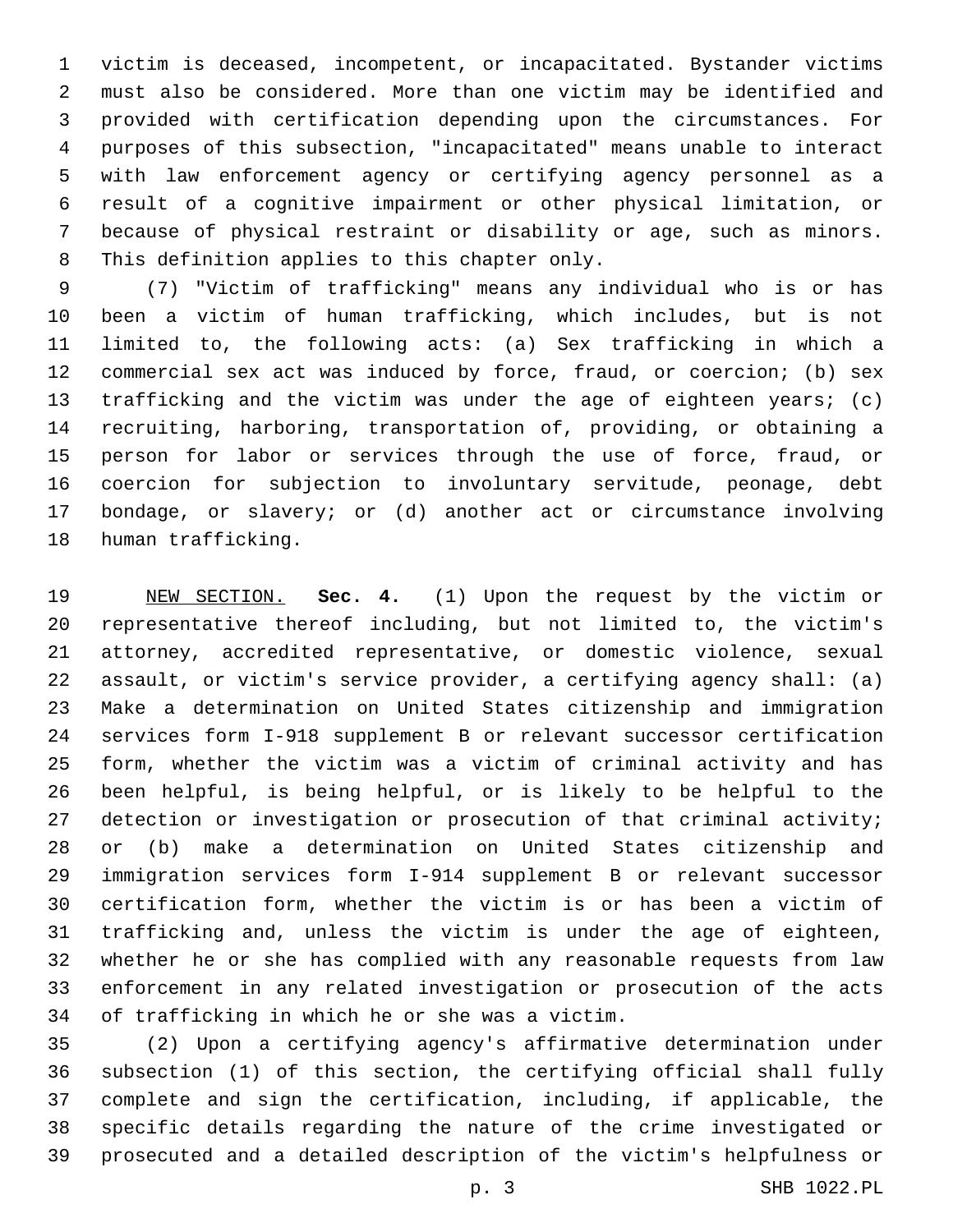victim is deceased, incompetent, or incapacitated. Bystander victims must also be considered. More than one victim may be identified and provided with certification depending upon the circumstances. For purposes of this subsection, "incapacitated" means unable to interact with law enforcement agency or certifying agency personnel as a result of a cognitive impairment or other physical limitation, or because of physical restraint or disability or age, such as minors. This definition applies to this chapter only.

(7) "Victim of trafficking" means any individual who is or has been a victim of human trafficking, which includes, but is not limited to, the following acts: (a) Sex trafficking in which a commercial sex act was induced by force, fraud, or coercion; (b) sex trafficking and the victim was under the age of eighteen years; (c) recruiting, harboring, transportation of, providing, or obtaining a person for labor or services through the use of force, fraud, or coercion for subjection to involuntary servitude, peonage, debt bondage, or slavery; or (d) another act or circumstance involving human trafficking.

NEW SECTION. **Sec. 4.** (1) Upon the request by the victim or representative thereof including, but not limited to, the victim's attorney, accredited representative, or domestic violence, sexual assault, or victim's service provider, a certifying agency shall: (a) Make a determination on United States citizenship and immigration services form I-918 supplement B or relevant successor certification form, whether the victim was a victim of criminal activity and has been helpful, is being helpful, or is likely to be helpful to the detection or investigation or prosecution of that criminal activity; or (b) make a determination on United States citizenship and immigration services form I-914 supplement B or relevant successor certification form, whether the victim is or has been a victim of trafficking and, unless the victim is under the age of eighteen, whether he or she has complied with any reasonable requests from law enforcement in any related investigation or prosecution of the acts of trafficking in which he or she was a victim.

(2) Upon a certifying agency's affirmative determination under subsection (1) of this section, the certifying official shall fully complete and sign the certification, including, if applicable, the specific details regarding the nature of the crime investigated or prosecuted and a detailed description of the victim's helpfulness or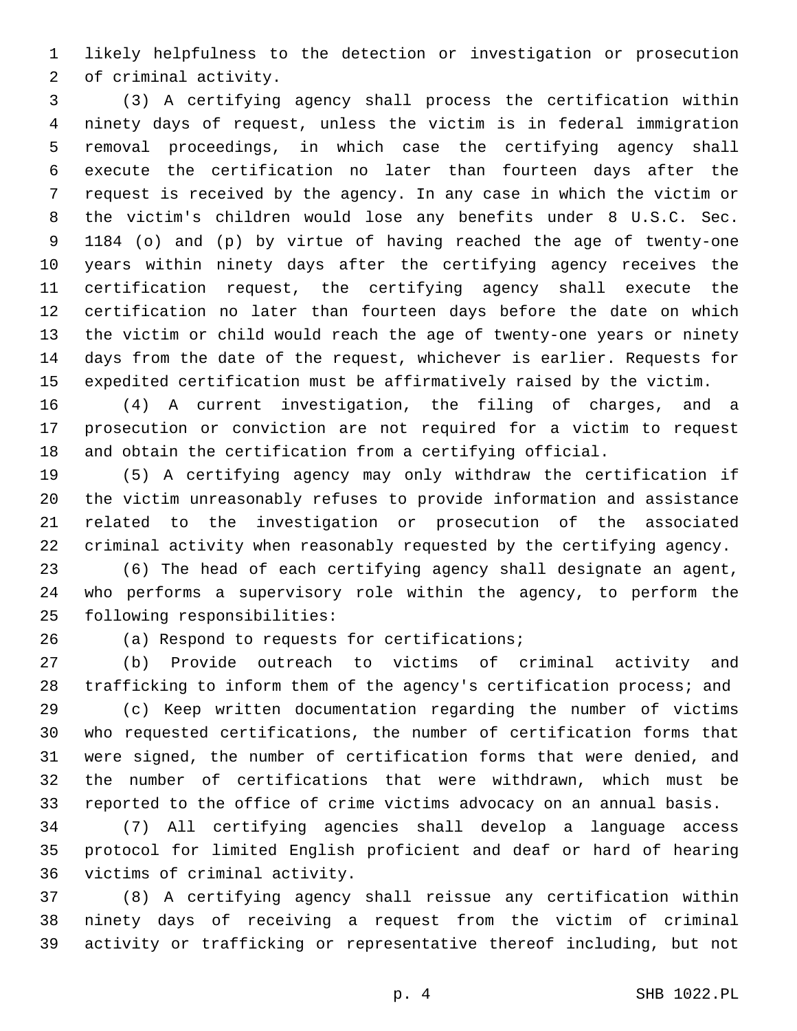likely helpfulness to the detection or investigation or prosecution of criminal activity.

(3) A certifying agency shall process the certification within ninety days of request, unless the victim is in federal immigration removal proceedings, in which case the certifying agency shall execute the certification no later than fourteen days after the request is received by the agency. In any case in which the victim or the victim's children would lose any benefits under 8 U.S.C. Sec. 1184 (o) and (p) by virtue of having reached the age of twenty-one years within ninety days after the certifying agency receives the certification request, the certifying agency shall execute the certification no later than fourteen days before the date on which the victim or child would reach the age of twenty-one years or ninety days from the date of the request, whichever is earlier. Requests for expedited certification must be affirmatively raised by the victim.

(4) A current investigation, the filing of charges, and a prosecution or conviction are not required for a victim to request and obtain the certification from a certifying official.

(5) A certifying agency may only withdraw the certification if the victim unreasonably refuses to provide information and assistance related to the investigation or prosecution of the associated criminal activity when reasonably requested by the certifying agency.

(6) The head of each certifying agency shall designate an agent, who performs a supervisory role within the agency, to perform the following responsibilities:

(a) Respond to requests for certifications;

(b) Provide outreach to victims of criminal activity and trafficking to inform them of the agency's certification process; and

(c) Keep written documentation regarding the number of victims who requested certifications, the number of certification forms that were signed, the number of certification forms that were denied, and the number of certifications that were withdrawn, which must be reported to the office of crime victims advocacy on an annual basis.

(7) All certifying agencies shall develop a language access protocol for limited English proficient and deaf or hard of hearing victims of criminal activity.

(8) A certifying agency shall reissue any certification within ninety days of receiving a request from the victim of criminal activity or trafficking or representative thereof including, but not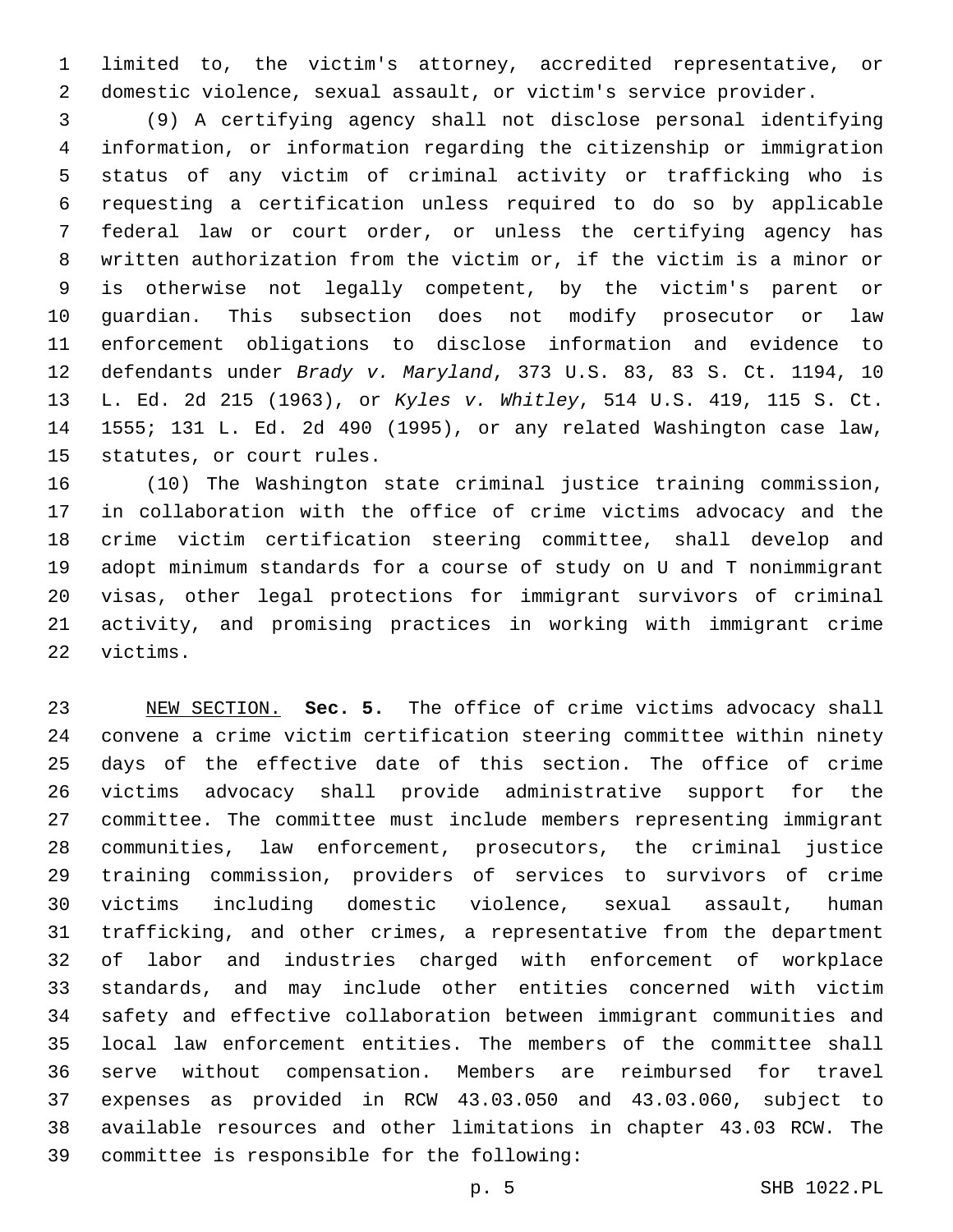limited to, the victim's attorney, accredited representative, or domestic violence, sexual assault, or victim's service provider.

(9) A certifying agency shall not disclose personal identifying information, or information regarding the citizenship or immigration status of any victim of criminal activity or trafficking who is requesting a certification unless required to do so by applicable federal law or court order, or unless the certifying agency has written authorization from the victim or, if the victim is a minor or is otherwise not legally competent, by the victim's parent or guardian. This subsection does not modify prosecutor or law enforcement obligations to disclose information and evidence to defendants under *Brady v. Maryland*, 373 U.S. 83, 83 S. Ct. 1194, 10 L. Ed. 2d 215 (1963), or *Kyles v. Whitley*, 514 U.S. 419, 115 S. Ct. 1555; 131 L. Ed. 2d 490 (1995), or any related Washington case law, statutes, or court rules.

(10) The Washington state criminal justice training commission, in collaboration with the office of crime victims advocacy and the crime victim certification steering committee, shall develop and adopt minimum standards for a course of study on U and T nonimmigrant visas, other legal protections for immigrant survivors of criminal activity, and promising practices in working with immigrant crime victims.

NEW SECTION. **Sec. 5.** The office of crime victims advocacy shall convene a crime victim certification steering committee within ninety days of the effective date of this section. The office of crime victims advocacy shall provide administrative support for the committee. The committee must include members representing immigrant communities, law enforcement, prosecutors, the criminal justice training commission, providers of services to survivors of crime victims including domestic violence, sexual assault, human trafficking, and other crimes, a representative from the department of labor and industries charged with enforcement of workplace standards, and may include other entities concerned with victim safety and effective collaboration between immigrant communities and local law enforcement entities. The members of the committee shall serve without compensation. Members are reimbursed for travel expenses as provided in RCW 43.03.050 and 43.03.060, subject to available resources and other limitations in chapter 43.03 RCW. The committee is responsible for the following: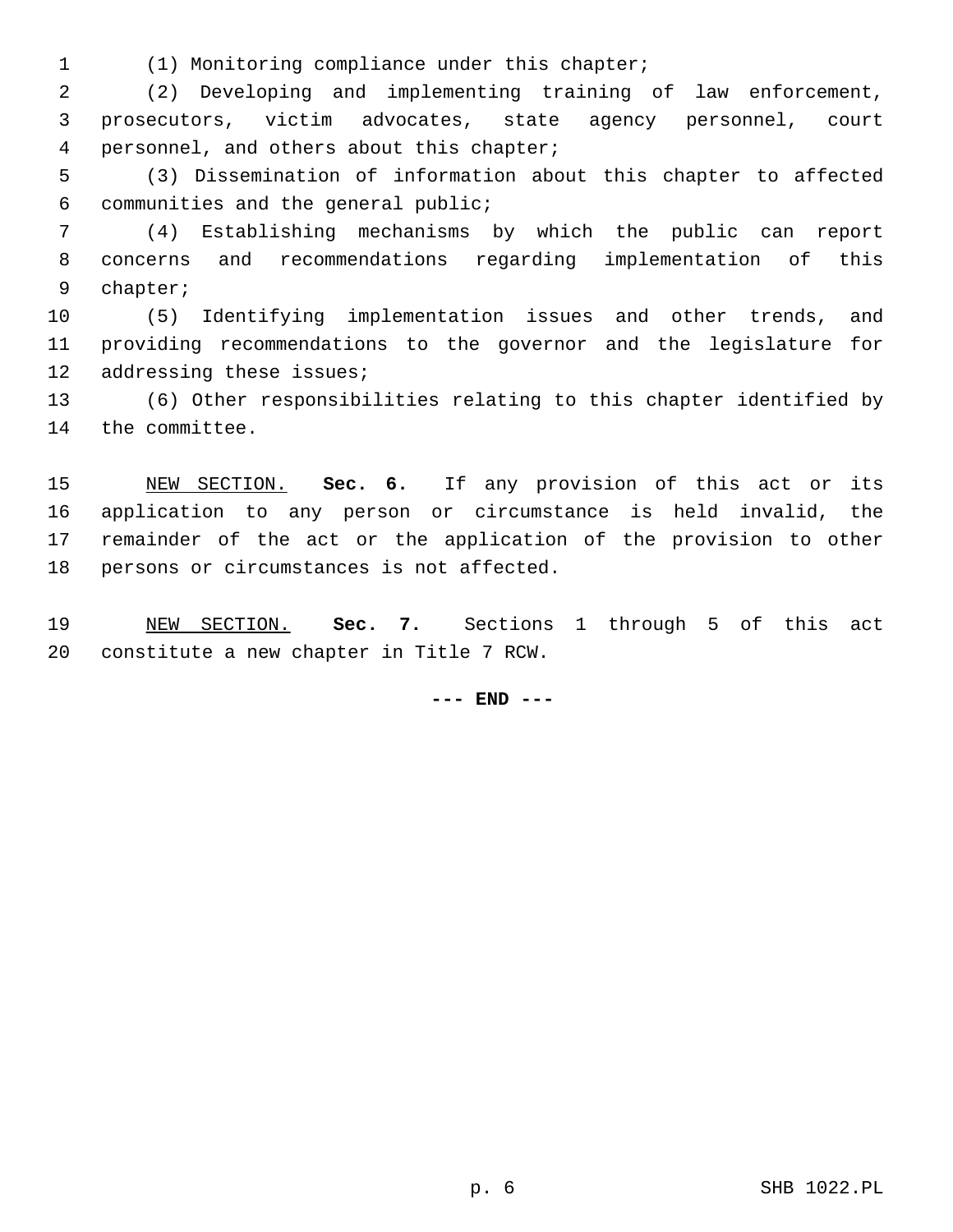(1) Monitoring compliance under this chapter;

(2) Developing and implementing training of law enforcement, prosecutors, victim advocates, state agency personnel, court personnel, and others about this chapter;

(3) Dissemination of information about this chapter to affected communities and the general public;

(4) Establishing mechanisms by which the public can report concerns and recommendations regarding implementation of this chapter;

(5) Identifying implementation issues and other trends, and providing recommendations to the governor and the legislature for addressing these issues;

(6) Other responsibilities relating to this chapter identified by the committee.

NEW SECTION. **Sec. 6.** If any provision of this act or its application to any person or circumstance is held invalid, the remainder of the act or the application of the provision to other persons or circumstances is not affected.

NEW SECTION. **Sec. 7.** Sections 1 through 5 of this act constitute a new chapter in Title 7 RCW.

**--- END ---**